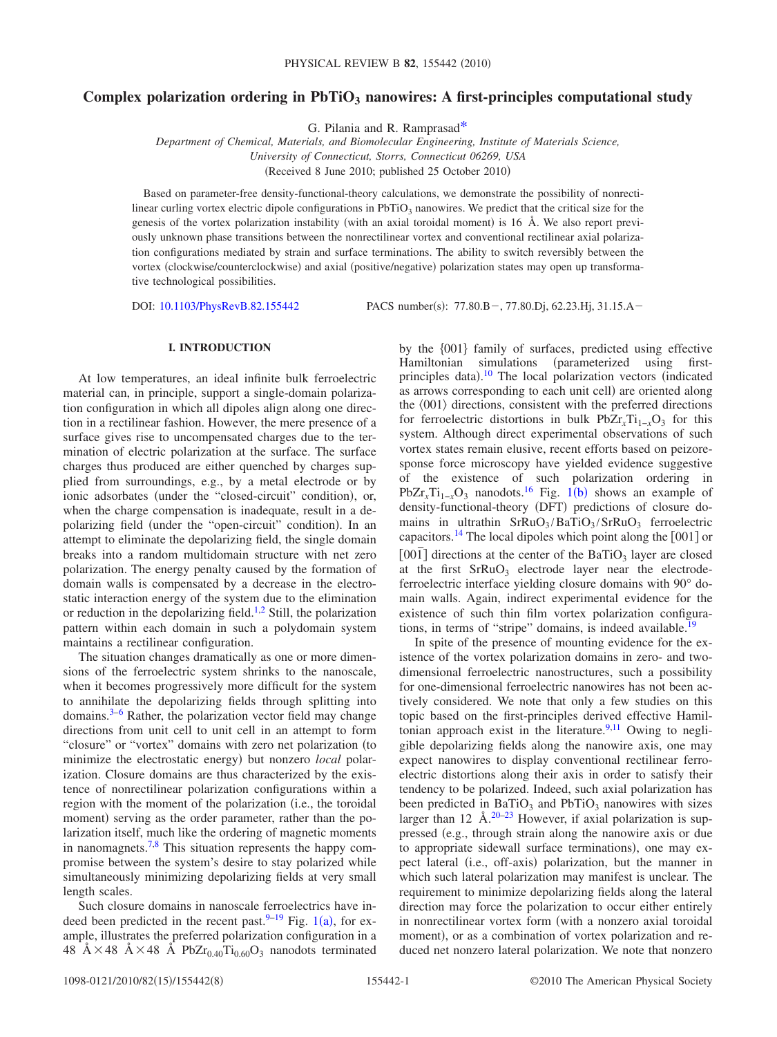# Complex polarization ordering in $PbTiO_3$ nanowires: A first-principles computational study

G. Pilania and R. Ramprasad*

*Department of Chemical, Materials, and Biomolecular Engineering, Institute of Materials Science, University of Connecticut, Storrs, Connecticut 06269, USA*

(Received 8 June 2010; published 25 October 2010)

Based on parameter-free density-functional-theory calculations, we demonstrate the possibility of nonrectilinear curling vortex electric dipole configurations in $PbTiO_3$ nanowires. We predict that the critical size for the genesis of the vortex polarization instability (with an axial toroidal moment) is 16 Å. We also report previously unknown phase transitions between the nonrectilinear vortex and conventional rectilinear axial polarization configurations mediated by strain and surface terminations. The ability to switch reversibly between the vortex (clockwise/counterclockwise) and axial (positive/negative) polarization states may open up transformative technological possibilities.

DOI: 10.1103/PhysRevB.82.155442 PACS number(s): 77.80.B−, 77.80.Dj, 62.23.Hj, 31.15.A−

## I. INTRODUCTION

At low temperatures, an ideal infinite bulk ferroelectric material can, in principle, support a single-domain polarization configuration in which all dipoles align along one direction in a rectilinear fashion. However, the mere presence of a surface gives rise to uncompensated charges due to the termination of electric polarization at the surface. The surface charges thus produced are either quenched by charges supplied from surroundings, e.g., by a metal electrode or by ionic adsorbates (under the "closed-circuit" condition), or, when the charge compensation is inadequate, result in a depolarizing field (under the "open-circuit" condition). In an attempt to eliminate the depolarizing field, the single domain breaks into a random multidomain structure with net zero polarization. The energy penalty caused by the formation of domain walls is compensated by a decrease in the electrostatic interaction energy of the system due to the elimination or reduction in the depolarizing field.[1,2] Still, the polarization pattern within each domain in such a polydomain system maintains a rectilinear configuration.

The situation changes dramatically as one or more dimensions of the ferroelectric system shrinks to the nanoscale, when it becomes progressively more difficult for the system to annihilate the depolarizing fields through splitting into domains.[3–6] Rather, the polarization vector field may change directions from unit cell to unit cell in an attempt to form "closure" or "vortex" domains with zero net polarization (to minimize the electrostatic energy) but nonzero *local* polarization. Closure domains are thus characterized by the existence of nonrectilinear polarization configurations within a region with the moment of the polarization (i.e., the toroidal moment) serving as the order parameter, rather than the polarization itself, much like the ordering of magnetic moments in nanomagnets.[7,8] This situation represents the happy compromise between the system's desire to stay polarized while simultaneously minimizing depolarizing fields at very small length scales.

Such closure domains in nanoscale ferroelectrics have indeed been predicted in the recent past.[9–19] Fig. 1(a), for example, illustrates the preferred polarization configuration in a 48 Å×48 Å×48 Å $PbZr_{0.40}Ti_{0.60}O_3$ nanodots terminated by the {001} family of surfaces, predicted using effective Hamiltonian simulations (parameterized using first-principles data).[10] The local polarization vectors (indicated as arrows corresponding to each unit cell) are oriented along the ⟨001⟩ directions, consistent with the preferred directions for ferroelectric distortions in bulk $PbZr_xTi_{1-x}O_3$ for this system. Although direct experimental observations of such vortex states remain elusive, recent efforts based on peizoresponse force microscopy have yielded evidence suggestive of the existence of such polarization ordering in $PbZr_xTi_{1-x}O_3$ nanodots.[16] Fig. 1(b) shows an example of density-functional-theory (DFT) predictions of closure domains in ultrathin $SrRuO_3/BaTiO_3/SrRuO_3$ ferroelectric capacitors.[14] The local dipoles which point along the [001] or [00$\bar{1}$] directions at the center of the $BaTiO_3$ layer are closed at the first $SrRuO_3$ electrode layer near the electrode-ferroelectric interface yielding closure domains with 90° domain walls. Again, indirect experimental evidence for the existence of such thin film vortex polarization configurations, in terms of "stripe" domains, is indeed available.[19]

In spite of the presence of mounting evidence for the existence of the vortex polarization domains in zero- and two-dimensional ferroelectric nanostructures, such a possibility for one-dimensional ferroelectric nanowires has not been actively considered. We note that only a few studies on this topic based on the first-principles derived effective Hamiltonian approach exist in the literature.[9,11] Owing to negligible depolarizing fields along the nanowire axis, one may expect nanowires to display conventional rectilinear ferroelectric distortions along their axis in order to satisfy their tendency to be polarized. Indeed, such axial polarization has been predicted in $BaTiO_3$ and $PbTiO_3$ nanowires with sizes larger than 12 Å.[20–23] However, if axial polarization is suppressed (e.g., through strain along the nanowire axis or due to appropriate sidewall surface terminations), one may expect lateral (i.e., off-axis) polarization, but the manner in which such lateral polarization may manifest is unclear. The requirement to minimize depolarizing fields along the lateral direction may force the polarization to occur either entirely in nonrectilinear vortex form (with a nonzero axial toroidal moment), or as a combination of vortex polarization and reduced net nonzero lateral polarization. We note that nonzero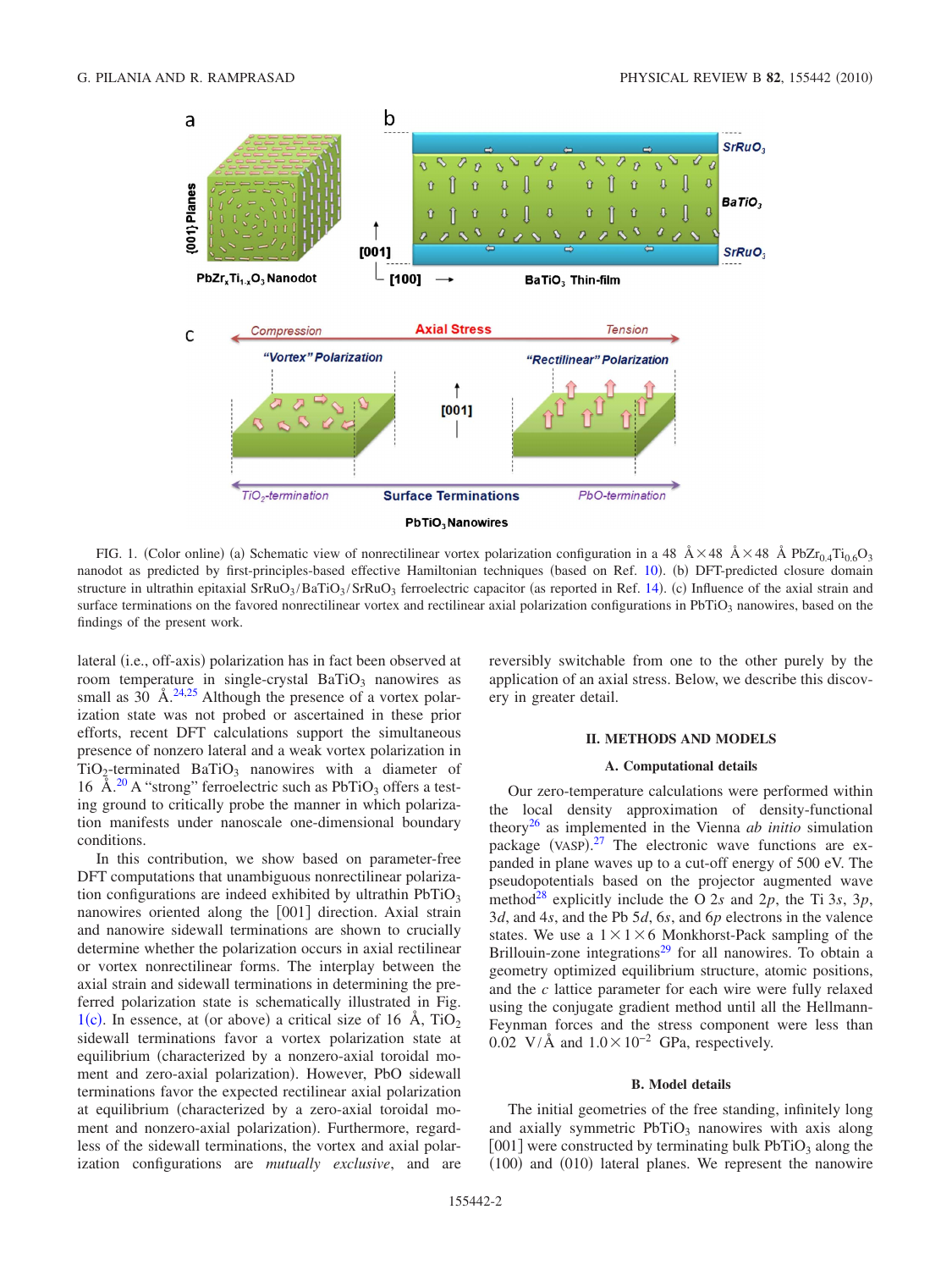a

{001} Planes

$PbZr_xTi_{1-x}O_3$ Nanodot

b

[001]

[100]

$SrRuO_3$

$BaTiO_3$

$SrRuO_3$

$BaTiO_3$ Thin-film

c

Compression

Axial Stress

Tension

"Vortex" Polarization

"Rectilinear" Polarization

[001]

$TiO_2$-termination

Surface Terminations

PbO-termination

$PbTiO_3$ Nanowires

FIG. 1. (Color online) (a) Schematic view of nonrectilinear vortex polarization configuration in a 48 Å×48 Å×48 Å $PbZr_{0.4}Ti_{0.6}O_3$ nanodot as predicted by first-principles-based effective Hamiltonian techniques (based on Ref. 10). (b) DFT-predicted closure domain structure in ultrathin epitaxial $SrRuO_3/BaTiO_3/SrRuO_3$ ferroelectric capacitor (as reported in Ref. 14). (c) Influence of the axial strain and surface terminations on the favored nonrectilinear vortex and rectilinear axial polarization configurations in $PbTiO_3$ nanowires, based on the findings of the present work.

lateral (i.e., off-axis) polarization has in fact been observed at room temperature in single-crystal $BaTiO_3$ nanowires as small as 30 Å.[24,25] Although the presence of a vortex polarization state was not probed or ascertained in these prior efforts, recent DFT calculations support the simultaneous presence of nonzero lateral and a weak vortex polarization in $TiO_2$-terminated $BaTiO_3$ nanowires with a diameter of 16 Å.[20] A "strong" ferroelectric such as $PbTiO_3$ offers a testing ground to critically probe the manner in which polarization manifests under nanoscale one-dimensional boundary conditions.

In this contribution, we show based on parameter-free DFT computations that unambiguous nonrectilinear polarization configurations are indeed exhibited by ultrathin $PbTiO_3$ nanowires oriented along the [001] direction. Axial strain and nanowire sidewall terminations are shown to crucially determine whether the polarization occurs in axial rectilinear or vortex nonrectilinear forms. The interplay between the axial strain and sidewall terminations in determining the preferred polarization state is schematically illustrated in Fig. 1(c). In essence, at (or above) a critical size of 16 Å, $TiO_2$ sidewall terminations favor a vortex polarization state at equilibrium (characterized by a nonzero-axial toroidal moment and zero-axial polarization). However, PbO sidewall terminations favor the expected rectilinear axial polarization at equilibrium (characterized by a zero-axial toroidal moment and nonzero-axial polarization). Furthermore, regardless of the sidewall terminations, the vortex and axial polarization configurations are *mutually exclusive*, and are reversibly switchable from one to the other purely by the application of an axial stress. Below, we describe this discovery in greater detail.

## II. METHODS AND MODELS

### A. Computational details

Our zero-temperature calculations were performed within the local density approximation of density-functional theory[26] as implemented in the Vienna *ab initio* simulation package (VASP).[27] The electronic wave functions are expanded in plane waves up to a cut-off energy of 500 eV. The pseudopotentials based on the projector augmented wave method[28] explicitly include the O $2s$ and $2p$, the Ti $3s$, $3p$, $3d$, and $4s$, and the Pb $5d$, $6s$, and $6p$ electrons in the valence states. We use a $1\times1\times6$ Monkhorst-Pack sampling of the Brillouin-zone integrations[29] for all nanowires. To obtain a geometry optimized equilibrium structure, atomic positions, and the $c$ lattice parameter for each wire were fully relaxed using the conjugate gradient method until all the Hellmann-Feynman forces and the stress component were less than 0.02 V/Å and $1.0\times10^{-2}$ GPa, respectively.

### B. Model details

The initial geometries of the free standing, infinitely long and axially symmetric $PbTiO_3$ nanowires with axis along [001] were constructed by terminating bulk $PbTiO_3$ along the (100) and (010) lateral planes. We represent the nanowire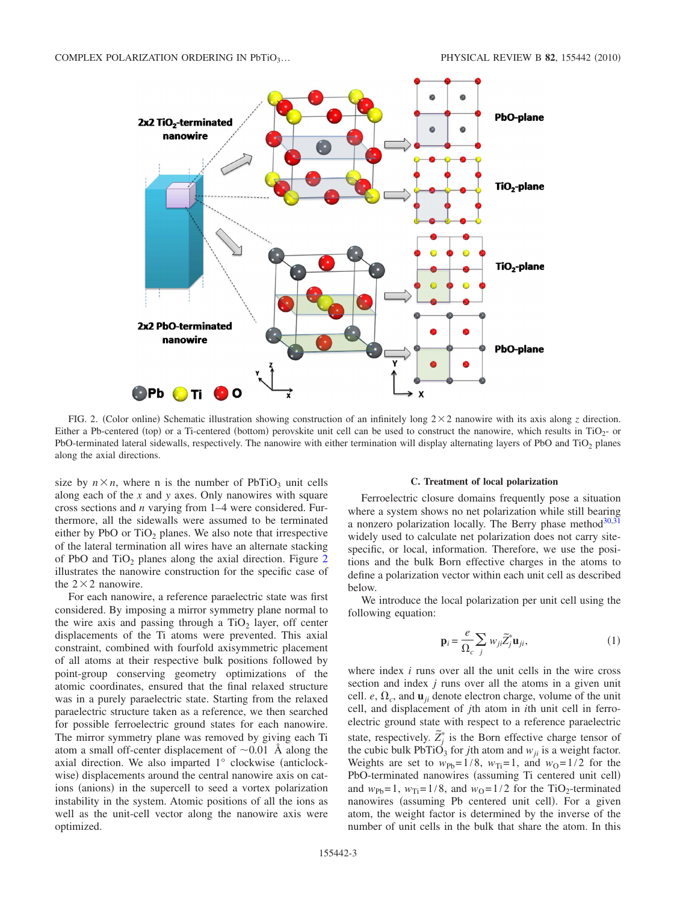2x2 TiO$_2$-terminated nanowire

2x2 PbO-terminated nanowire

PbO-plane

TiO$_2$-plane

TiO$_2$-plane

PbO-plane

Pb Ti O

FIG. 2. (Color online) Schematic illustration showing construction of an infinitely long $2\times 2$ nanowire with its axis along $z$ direction. Either a Pb-centered (top) or a Ti-centered (bottom) perovskite unit cell can be used to construct the nanowire, which results in TiO$_2$- or PbO-terminated lateral sidewalls, respectively. The nanowire with either termination will display alternating layers of PbO and TiO$_2$ planes along the axial directions.

size by $n\times n$, where n is the number of PbTiO$_3$ unit cells along each of the $x$ and $y$ axes. Only nanowires with square cross sections and $n$ varying from 1–4 were considered. Furthermore, all the sidewalls were assumed to be terminated either by PbO or TiO$_2$ planes. We also note that irrespective of the lateral termination all wires have an alternate stacking of PbO and TiO$_2$ planes along the axial direction. Figure 2 illustrates the nanowire construction for the specific case of the $2\times 2$ nanowire.

For each nanowire, a reference paraelectric state was first considered. By imposing a mirror symmetry plane normal to the wire axis and passing through a TiO$_2$ layer, off center displacements of the Ti atoms were prevented. This axial constraint, combined with fourfold axisymmetric placement of all atoms at their respective bulk positions followed by point-group conserving geometry optimizations of the atomic coordinates, ensured that the final relaxed structure was in a purely paraelectric state. Starting from the relaxed paraelectric structure taken as a reference, we then searched for possible ferroelectric ground states for each nanowire. The mirror symmetry plane was removed by giving each Ti atom a small off-center displacement of $\sim 0.01$ Å along the axial direction. We also imparted 1° clockwise (anticlockwise) displacements around the central nanowire axis on cations (anions) in the supercell to seed a vortex polarization instability in the system. Atomic positions of all the ions as well as the unit-cell vector along the nanowire axis were optimized.

### C. Treatment of local polarization

Ferroelectric closure domains frequently pose a situation where a system shows no net polarization while still bearing a nonzero polarization locally. The Berry phase method[30,31] widely used to calculate net polarization does not carry site-specific, or local, information. Therefore, we use the positions and the bulk Born effective charges in the atoms to define a polarization vector within each unit cell as described below.

We introduce the local polarization per unit cell using the following equation:

$$\mathbf{p}_i = \frac{e}{\Omega_c}\sum_j w_{ji}\tilde{Z}_j^{*}\mathbf{u}_{ji}, \tag{1}$$

where index $i$ runs over all the unit cells in the wire cross section and index $j$ runs over all the atoms in a given unit cell. $e$, $\Omega_c$, and $\mathbf{u}_{ji}$ denote electron charge, volume of the unit cell, and displacement of $j$th atom in $i$th unit cell in ferroelectric ground state with respect to a reference paraelectric state, respectively. $\tilde{Z}_j^{*}$ is the Born effective charge tensor of the cubic bulk PbTiO$_3$ for $j$th atom and $w_{ji}$ is a weight factor. Weights are set to $w_{\text{Pb}}=1/8$, $w_{\text{Ti}}=1$, and $w_{\text{O}}=1/2$ for the PbO-terminated nanowires (assuming Ti centered unit cell) and $w_{\text{Pb}}=1$, $w_{\text{Ti}}=1/8$, and $w_{\text{O}}=1/2$ for the TiO$_2$-terminated nanowires (assuming Pb centered unit cell). For a given atom, the weight factor is determined by the inverse of the number of unit cells in the bulk that share the atom. In this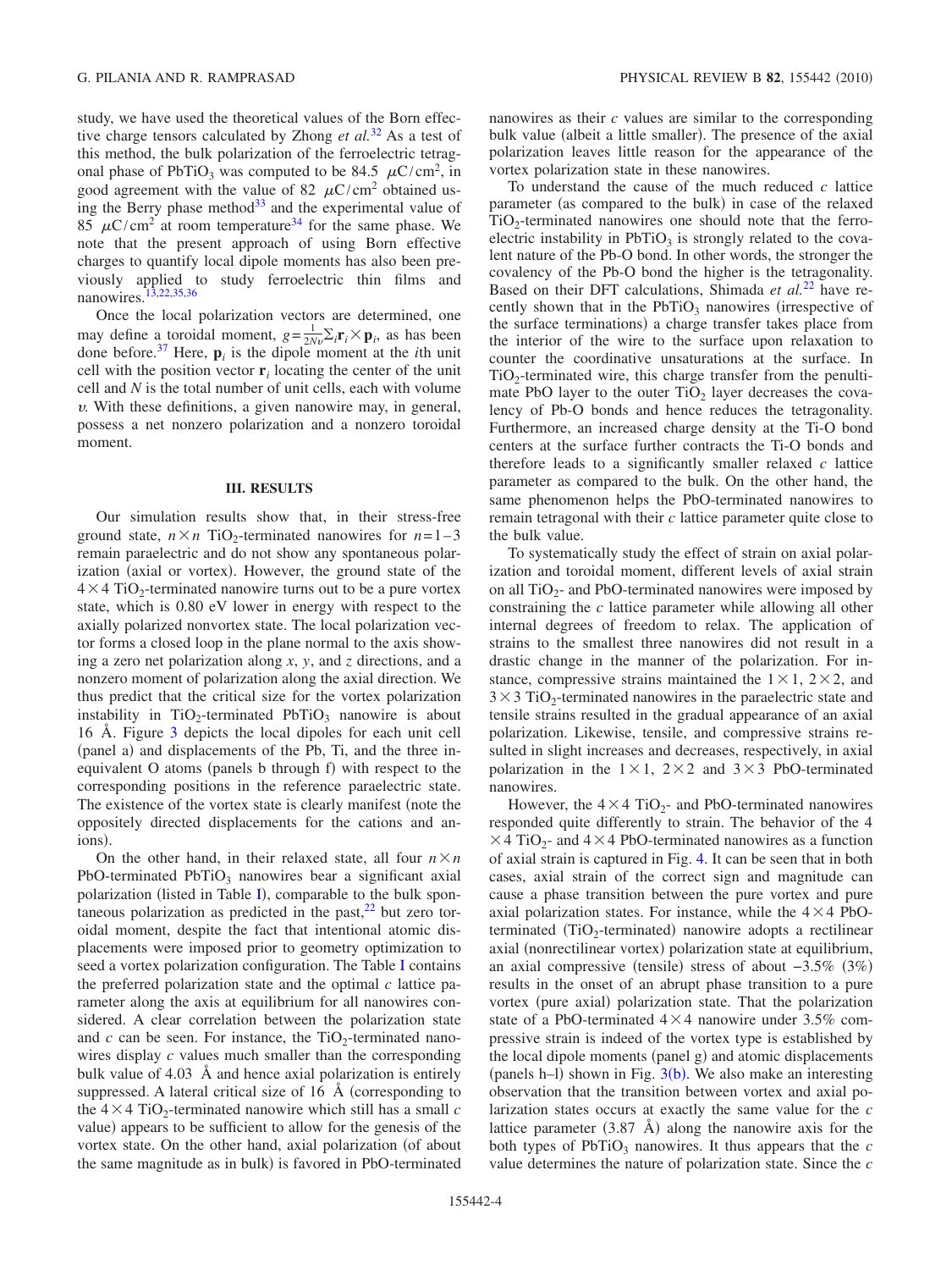study, we have used the theoretical values of the Born effective charge tensors calculated by Zhong *et al.*[32] As a test of this method, the bulk polarization of the ferroelectric tetragonal phase of $PbTiO_3$ was computed to be 84.5 $\mu C/cm^2$, in good agreement with the value of 82 $\mu C/cm^2$ obtained using the Berry phase method[33] and the experimental value of 85 $\mu C/cm^2$ at room temperature[34] for the same phase. We note that the present approach of using Born effective charges to quantify local dipole moments has also been previously applied to study ferroelectric thin films and nanowires.[13,22,35,36]

Once the local polarization vectors are determined, one may define a toroidal moment, $g = \frac{1}{2N\upsilon}\Sigma_i \mathbf{r}_i \times \mathbf{p}_i$, as has been done before.[37] Here, $\mathbf{p}_i$ is the dipole moment at the $i$th unit cell with the position vector $\mathbf{r}_i$ locating the center of the unit cell and $N$ is the total number of unit cells, each with volume $\upsilon$. With these definitions, a given nanowire may, in general, possess a net nonzero polarization and a nonzero toroidal moment.

## III. RESULTS

Our simulation results show that, in their stress-free ground state, $n \times n$ $TiO_2$-terminated nanowires for $n=1-3$ remain paraelectric and do not show any spontaneous polarization (axial or vortex). However, the ground state of the $4\times 4$ $TiO_2$-terminated nanowire turns out to be a pure vortex state, which is 0.80 eV lower in energy with respect to the axially polarized nonvortex state. The local polarization vector forms a closed loop in the plane normal to the axis showing a zero net polarization along $x$, $y$, and $z$ directions, and a nonzero moment of polarization along the axial direction. We thus predict that the critical size for the vortex polarization instability in $TiO_2$-terminated $PbTiO_3$ nanowire is about 16 Å. Figure 3 depicts the local dipoles for each unit cell (panel a) and displacements of the Pb, Ti, and the three inequivalent O atoms (panels b through f) with respect to the corresponding positions in the reference paraelectric state. The existence of the vortex state is clearly manifest (note the oppositely directed displacements for the cations and anions).

On the other hand, in their relaxed state, all four $n\times n$ PbO-terminated $PbTiO_3$ nanowires bear a significant axial polarization (listed in Table I), comparable to the bulk spontaneous polarization as predicted in the past,[22] but zero toroidal moment, despite the fact that intentional atomic displacements were imposed prior to geometry optimization to seed a vortex polarization configuration. The Table I contains the preferred polarization state and the optimal $c$ lattice parameter along the axis at equilibrium for all nanowires considered. A clear correlation between the polarization state and $c$ can be seen. For instance, the $TiO_2$-terminated nanowires display $c$ values much smaller than the corresponding bulk value of 4.03 Å and hence axial polarization is entirely suppressed. A lateral critical size of 16 Å (corresponding to the $4\times 4$ $TiO_2$-terminated nanowire which still has a small $c$ value) appears to be sufficient to allow for the genesis of the vortex state. On the other hand, axial polarization (of about the same magnitude as in bulk) is favored in PbO-terminated nanowires as their $c$ values are similar to the corresponding bulk value (albeit a little smaller). The presence of the axial polarization leaves little reason for the appearance of the vortex polarization state in these nanowires.

To understand the cause of the much reduced $c$ lattice parameter (as compared to the bulk) in case of the relaxed $TiO_2$-terminated nanowires one should note that the ferroelectric instability in $PbTiO_3$ is strongly related to the covalent nature of the Pb-O bond. In other words, the stronger the covalency of the Pb-O bond the higher is the tetragonality. Based on their DFT calculations, Shimada *et al.*[22] have recently shown that in the $PbTiO_3$ nanowires (irrespective of the surface terminations) a charge transfer takes place from the interior of the wire to the surface upon relaxation to counter the coordinative unsaturations at the surface. In $TiO_2$-terminated wire, this charge transfer from the penultimate PbO layer to the outer $TiO_2$ layer decreases the covalency of Pb-O bonds and hence reduces the tetragonality. Furthermore, an increased charge density at the Ti-O bond centers at the surface further contracts the Ti-O bonds and therefore leads to a significantly smaller relaxed $c$ lattice parameter as compared to the bulk. On the other hand, the same phenomenon helps the PbO-terminated nanowires to remain tetragonal with their $c$ lattice parameter quite close to the bulk value.

To systematically study the effect of strain on axial polarization and toroidal moment, different levels of axial strain on all $TiO_2$- and PbO-terminated nanowires were imposed by constraining the $c$ lattice parameter while allowing all other internal degrees of freedom to relax. The application of strains to the smallest three nanowires did not result in a drastic change in the manner of the polarization. For instance, compressive strains maintained the $1\times 1$, $2\times 2$, and $3\times 3$ $TiO_2$-terminated nanowires in the paraelectric state and tensile strains resulted in the gradual appearance of an axial polarization. Likewise, tensile, and compressive strains resulted in slight increases and decreases, respectively, in axial polarization in the $1\times 1$, $2\times 2$ and $3\times 3$ PbO-terminated nanowires.

However, the $4\times 4$ $TiO_2$- and PbO-terminated nanowires responded quite differently to strain. The behavior of the $4\times 4$ $TiO_2$- and $4\times 4$ PbO-terminated nanowires as a function of axial strain is captured in Fig. 4. It can be seen that in both cases, axial strain of the correct sign and magnitude can cause a phase transition between the pure vortex and pure axial polarization states. For instance, while the $4\times 4$ PbO-terminated ($TiO_2$-terminated) nanowire adopts a rectilinear axial (nonrectilinear vortex) polarization state at equilibrium, an axial compressive (tensile) stress of about −3.5% (3%) results in the onset of an abrupt phase transition to a pure vortex (pure axial) polarization state. That the polarization state of a PbO-terminated $4\times 4$ nanowire under 3.5% compressive strain is indeed of the vortex type is established by the local dipole moments (panel g) and atomic displacements (panels h–l) shown in Fig. 3(b). We also make an interesting observation that the transition between vortex and axial polarization states occurs at exactly the same value for the $c$ lattice parameter (3.87 Å) along the nanowire axis for the both types of $PbTiO_3$ nanowires. It thus appears that the $c$ value determines the nature of polarization state. Since the $c$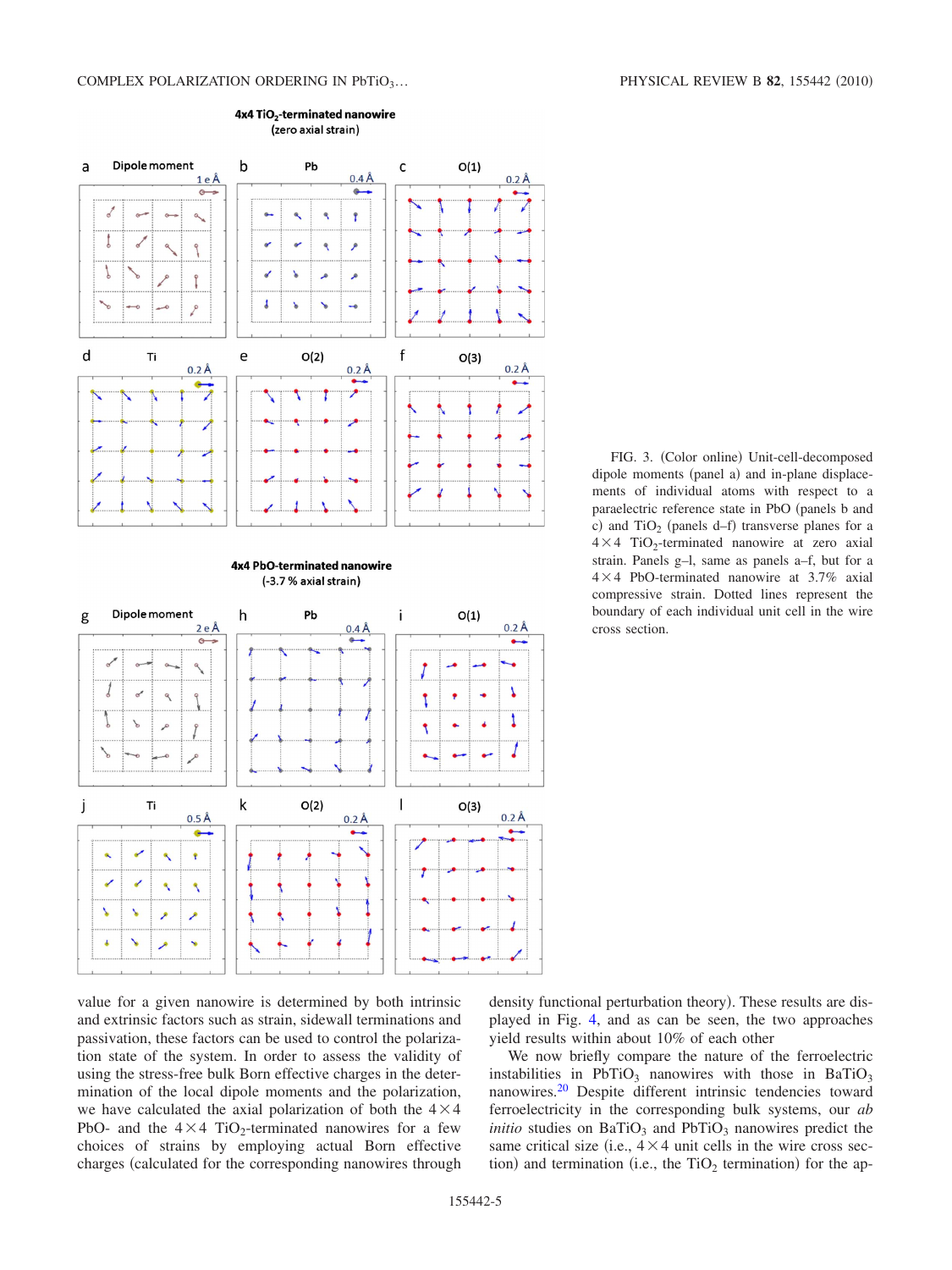**4x4 $TiO_2$-terminated nanowire**
(zero axial strain)

a Dipole moment 1 e Å

b Pb 0.4 Å

c O(1) 0.2 Å

d Ti 0.2 Å

e O(2) 0.2 Å

f O(3) 0.2 Å

**4x4 PbO-terminated nanowire**
(-3.7 % axial strain)

g Dipole moment 2 e Å

h Pb 0.4 Å

i O(1) 0.2 Å

j Ti 0.5 Å

k O(2) 0.2 Å

l O(3) 0.2 Å

FIG. 3. (Color online) Unit-cell-decomposed dipole moments (panel a) and in-plane displacements of individual atoms with respect to a paraelectric reference state in PbO (panels b and c) and $TiO_2$ (panels d–f) transverse planes for a $4\times4$ $TiO_2$-terminated nanowire at zero axial strain. Panels g–l, same as panels a–f, but for a $4\times4$ PbO-terminated nanowire at 3.7% axial compressive strain. Dotted lines represent the boundary of each individual unit cell in the wire cross section.

value for a given nanowire is determined by both intrinsic and extrinsic factors such as strain, sidewall terminations and passivation, these factors can be used to control the polarization state of the system. In order to assess the validity of using the stress-free bulk Born effective charges in the determination of the local dipole moments and the polarization, we have calculated the axial polarization of both the $4\times4$ PbO- and the $4\times4$ $TiO_2$-terminated nanowires for a few choices of strains by employing actual Born effective charges (calculated for the corresponding nanowires through density functional perturbation theory). These results are displayed in Fig. 4, and as can be seen, the two approaches yield results within about 10% of each other

We now briefly compare the nature of the ferroelectric instabilities in $PbTiO_3$ nanowires with those in $BaTiO_3$ nanowires.[20] Despite different intrinsic tendencies toward ferroelectricity in the corresponding bulk systems, our *ab initio* studies on $BaTiO_3$ and $PbTiO_3$ nanowires predict the same critical size (i.e., $4\times4$ unit cells in the wire cross section) and termination (i.e., the $TiO_2$ termination) for the ap-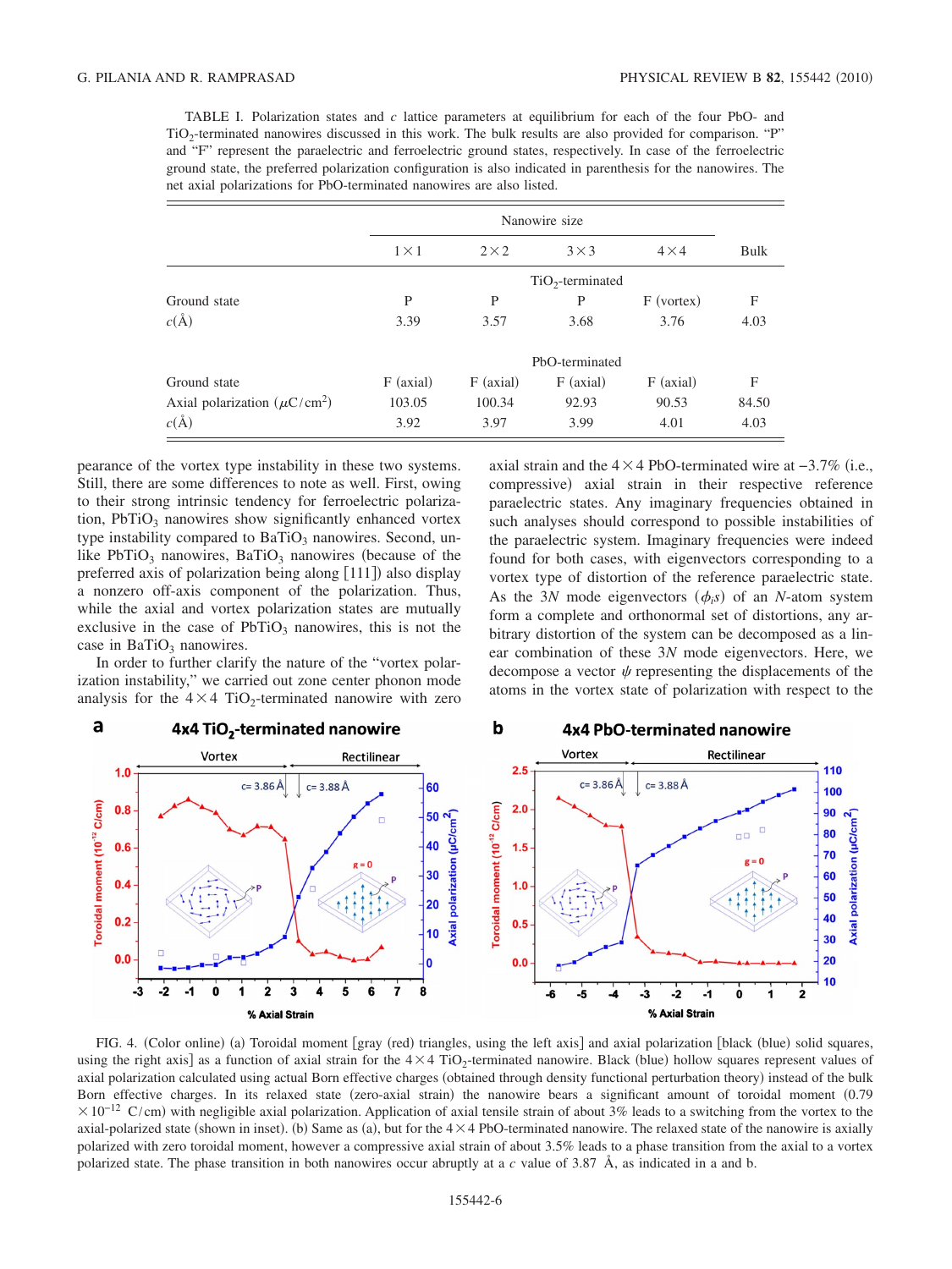TABLE I. Polarization states and $c$ lattice parameters at equilibrium for each of the four PbO- and $TiO_2$-terminated nanowires discussed in this work. The bulk results are also provided for comparison. "P" and "F" represent the paraelectric and ferroelectric ground states, respectively. In case of the ferroelectric ground state, the preferred polarization configuration is also indicated in parenthesis for the nanowires. The net axial polarizations for PbO-terminated nanowires are also listed.

| | Nanowire size | | | | |
|---|---|---|---|---|---|
| | 1×1 | 2×2 | 3×3 | 4×4 | Bulk |
| | $TiO_2$-terminated | | | | |
| Ground state | P | P | P | F (vortex) | F |
| $c$(Å) | 3.39 | 3.57 | 3.68 | 3.76 | 4.03 |
| | PbO-terminated | | | | |
| Ground state | F (axial) | F (axial) | F (axial) | F (axial) | F |
| Axial polarization ($\mu$C/cm$^2$) | 103.05 | 100.34 | 92.93 | 90.53 | 84.50 |
| $c$(Å) | 3.92 | 3.97 | 3.99 | 4.01 | 4.03 |

pearance of the vortex type instability in these two systems. Still, there are some differences to note as well. First, owing to their strong intrinsic tendency for ferroelectric polarization, $PbTiO_3$ nanowires show significantly enhanced vortex type instability compared to $BaTiO_3$ nanowires. Second, unlike $PbTiO_3$ nanowires, $BaTiO_3$ nanowires (because of the preferred axis of polarization being along [111]) also display a nonzero off-axis component of the polarization. Thus, while the axial and vortex polarization states are mutually exclusive in the case of $PbTiO_3$ nanowires, this is not the case in $BaTiO_3$ nanowires.

In order to further clarify the nature of the "vortex polarization instability," we carried out zone center phonon mode analysis for the 4×4 $TiO_2$-terminated nanowire with zero axial strain and the 4×4 PbO-terminated wire at −3.7% (i.e., compressive) axial strain in their respective reference paraelectric states. Any imaginary frequencies obtained in such analyses should correspond to possible instabilities of the paraelectric system. Imaginary frequencies were indeed found for both cases, with eigenvectors corresponding to a vortex type of distortion of the reference paraelectric state. As the $3N$ mode eigenvectors ($\phi_i$s) of an $N$-atom system form a complete and orthonormal set of distortions, any arbitrary distortion of the system can be decomposed as a linear combination of these $3N$ mode eigenvectors. Here, we decompose a vector $\psi$ representing the displacements of the atoms in the vortex state of polarization with respect to the

a
4x4 $TiO_2$-terminated nanowire
Vortex
Rectilinear
c= 3.86 Å
c= 3.88 Å
ε = 0
P
Toroidal moment ($10^{-12}$ C/cm)
Axial polarization ($\mu$C/cm$^2$)
% Axial Strain

b
4x4 PbO-terminated nanowire
Vortex
Rectilinear
c= 3.86 Å
c= 3.88 Å
ε = 0
P
Toroidal moment ($10^{-12}$ C/cm)
Axial polarization ($\mu$C/cm$^2$)
% Axial Strain

FIG. 4. (Color online) (a) Toroidal moment [gray (red) triangles, using the left axis] and axial polarization [black (blue) solid squares, using the right axis] as a function of axial strain for the 4×4 $TiO_2$-terminated nanowire. Black (blue) hollow squares represent values of axial polarization calculated using actual Born effective charges (obtained through density functional perturbation theory) instead of the bulk Born effective charges. In its relaxed state (zero-axial strain) the nanowire bears a significant amount of toroidal moment (0.79 $\times 10^{-12}$ C/cm) with negligible axial polarization. Application of axial tensile strain of about 3% leads to a switching from the vortex to the axial-polarized state (shown in inset). (b) Same as (a), but for the 4×4 PbO-terminated nanowire. The relaxed state of the nanowire is axially polarized with zero toroidal moment, however a compressive axial strain of about 3.5% leads to a phase transition from the axial to a vortex polarized state. The phase transition in both nanowires occur abruptly at a $c$ value of 3.87 Å, as indicated in a and b.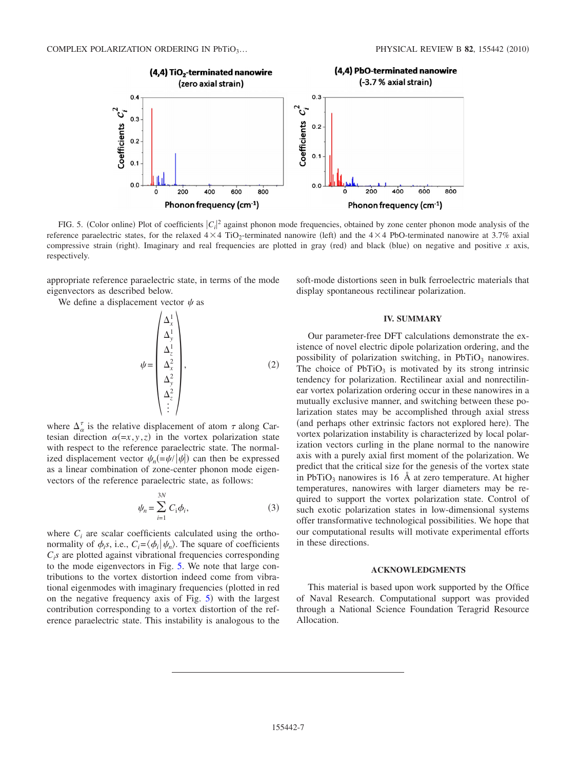(4,4) $TiO_2$-terminated nanowire
(zero axial strain)

Coefficients $C_i^2$

0.4
0.3
0.2
0.1
0.0

0
200
400
600
800

Phonon frequency ($cm^{-1}$)

(4,4) PbO-terminated nanowire
(-3.7 % axial strain)

Coefficients $C_i^2$

0.3
0.2
0.1
0.0

0
200
400
600
800

Phonon frequency ($cm^{-1}$)

FIG. 5. (Color online) Plot of coefficients $|C_i|^2$ against phonon mode frequencies, obtained by zone center phonon mode analysis of the reference paraelectric states, for the relaxed $4\times4$ $TiO_2$-terminated nanowire (left) and the $4\times4$ PbO-terminated nanowire at 3.7% axial compressive strain (right). Imaginary and real frequencies are plotted in gray (red) and black (blue) on negative and positive $x$ axis, respectively.

appropriate reference paraelectric state, in terms of the mode eigenvectors as described below.

We define a displacement vector $\psi$ as

$$\psi = \begin{pmatrix} \Delta_x^1 \\ \Delta_y^1 \\ \Delta_z^1 \\ \Delta_x^2 \\ \Delta_y^2 \\ \Delta_z^2 \\ \vdots \end{pmatrix}, \qquad (2)$$

where $\Delta_\alpha^\tau$ is the relative displacement of atom $\tau$ along Cartesian direction $\alpha(=x,y,z)$ in the vortex polarization state with respect to the reference paraelectric state. The normalized displacement vector $\psi_n(=\psi/|\psi|)$ can then be expressed as a linear combination of zone-center phonon mode eigenvectors of the reference paraelectric state, as follows:

$$\psi_n = \sum_{i=1}^{3N} C_i \phi_i, \qquad (3)$$

where $C_i$ are scalar coefficients calculated using the orthonormality of $\phi_i$s, i.e., $C_i = \langle \phi_i | \psi_n \rangle$. The square of coefficients $C_i$s are plotted against vibrational frequencies corresponding to the mode eigenvectors in Fig. 5. We note that large contributions to the vortex distortion indeed come from vibrational eigenmodes with imaginary frequencies (plotted in red on the negative frequency axis of Fig. 5) with the largest contribution corresponding to a vortex distortion of the reference paraelectric state. This instability is analogous to the soft-mode distortions seen in bulk ferroelectric materials that display spontaneous rectilinear polarization.

## IV. SUMMARY

Our parameter-free DFT calculations demonstrate the existence of novel electric dipole polarization ordering, and the possibility of polarization switching, in $PbTiO_3$ nanowires. The choice of $PbTiO_3$ is motivated by its strong intrinsic tendency for polarization. Rectilinear axial and nonrectilinear vortex polarization ordering occur in these nanowires in a mutually exclusive manner, and switching between these polarization states may be accomplished through axial stress (and perhaps other extrinsic factors not explored here). The vortex polarization instability is characterized by local polarization vectors curling in the plane normal to the nanowire axis with a purely axial first moment of the polarization. We predict that the critical size for the genesis of the vortex state in $PbTiO_3$ nanowires is 16 Å at zero temperature. At higher temperatures, nanowires with larger diameters may be required to support the vortex polarization state. Control of such exotic polarization states in low-dimensional systems offer transformative technological possibilities. We hope that our computational results will motivate experimental efforts in these directions.

## ACKNOWLEDGMENTS

This material is based upon work supported by the Office of Naval Research. Computational support was provided through a National Science Foundation Teragrid Resource Allocation.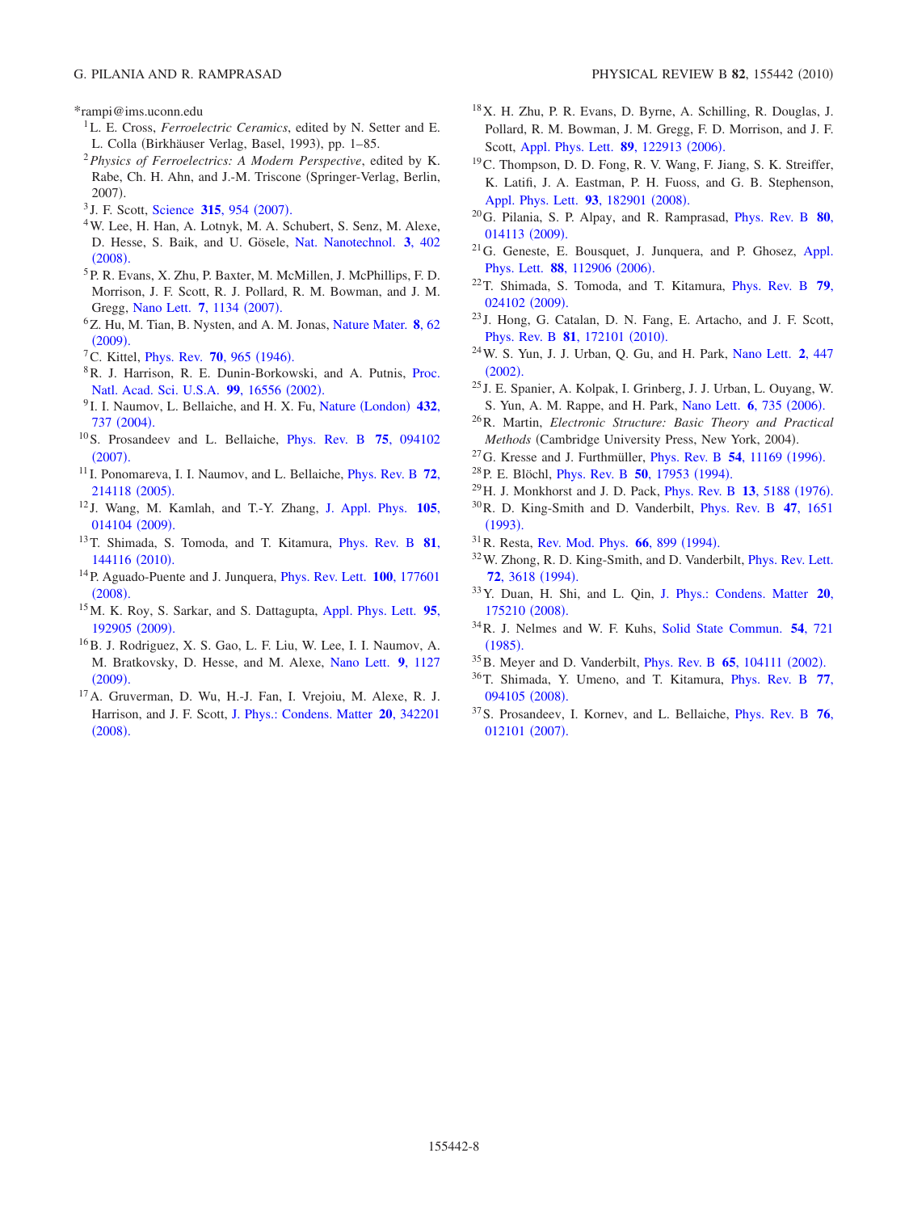*rampi@ims.uconn.edu

[1] L. E. Cross, *Ferroelectric Ceramics*, edited by N. Setter and E. L. Colla (Birkhäuser Verlag, Basel, 1993), pp. 1–85.

[2] *Physics of Ferroelectrics: A Modern Perspective*, edited by K. Rabe, Ch. H. Ahn, and J.-M. Triscone (Springer-Verlag, Berlin, 2007).

[3] J. F. Scott, Science **315**, 954 (2007).

[4] W. Lee, H. Han, A. Lotnyk, M. A. Schubert, S. Senz, M. Alexe, D. Hesse, S. Baik, and U. Gösele, Nat. Nanotechnol. **3**, 402 (2008).

[5] P. R. Evans, X. Zhu, P. Baxter, M. McMillen, J. McPhillips, F. D. Morrison, J. F. Scott, R. J. Pollard, R. M. Bowman, and J. M. Gregg, Nano Lett. **7**, 1134 (2007).

[6] Z. Hu, M. Tian, B. Nysten, and A. M. Jonas, Nature Mater. **8**, 62 (2009).

[7] C. Kittel, Phys. Rev. **70**, 965 (1946).

[8] R. J. Harrison, R. E. Dunin-Borkowski, and A. Putnis, Proc. Natl. Acad. Sci. U.S.A. **99**, 16556 (2002).

[9] I. I. Naumov, L. Bellaiche, and H. X. Fu, Nature (London) **432**, 737 (2004).

[10] S. Prosandeev and L. Bellaiche, Phys. Rev. B **75**, 094102 (2007).

[11] I. Ponomareva, I. I. Naumov, and L. Bellaiche, Phys. Rev. B **72**, 214118 (2005).

[12] J. Wang, M. Kamlah, and T.-Y. Zhang, J. Appl. Phys. **105**, 014104 (2009).

[13] T. Shimada, S. Tomoda, and T. Kitamura, Phys. Rev. B **81**, 144116 (2010).

[14] P. Aguado-Puente and J. Junquera, Phys. Rev. Lett. **100**, 177601 (2008).

[15] M. K. Roy, S. Sarkar, and S. Dattagupta, Appl. Phys. Lett. **95**, 192905 (2009).

[16] B. J. Rodriguez, X. S. Gao, L. F. Liu, W. Lee, I. I. Naumov, A. M. Bratkovsky, D. Hesse, and M. Alexe, Nano Lett. **9**, 1127 (2009).

[17] A. Gruverman, D. Wu, H.-J. Fan, I. Vrejoiu, M. Alexe, R. J. Harrison, and J. F. Scott, J. Phys.: Condens. Matter **20**, 342201 (2008).

[18] X. H. Zhu, P. R. Evans, D. Byrne, A. Schilling, R. Douglas, J. Pollard, R. M. Bowman, J. M. Gregg, F. D. Morrison, and J. F. Scott, Appl. Phys. Lett. **89**, 122913 (2006).

[19] C. Thompson, D. D. Fong, R. V. Wang, F. Jiang, S. K. Streiffer, K. Latifi, J. A. Eastman, P. H. Fuoss, and G. B. Stephenson, Appl. Phys. Lett. **93**, 182901 (2008).

[20] G. Pilania, S. P. Alpay, and R. Ramprasad, Phys. Rev. B **80**, 014113 (2009).

[21] G. Geneste, E. Bousquet, J. Junquera, and P. Ghosez, Appl. Phys. Lett. **88**, 112906 (2006).

[22] T. Shimada, S. Tomoda, and T. Kitamura, Phys. Rev. B **79**, 024102 (2009).

[23] J. Hong, G. Catalan, D. N. Fang, E. Artacho, and J. F. Scott, Phys. Rev. B **81**, 172101 (2010).

[24] W. S. Yun, J. J. Urban, Q. Gu, and H. Park, Nano Lett. **2**, 447 (2002).

[25] J. E. Spanier, A. Kolpak, I. Grinberg, J. J. Urban, L. Ouyang, W. S. Yun, A. M. Rappe, and H. Park, Nano Lett. **6**, 735 (2006).

[26] R. Martin, *Electronic Structure: Basic Theory and Practical Methods* (Cambridge University Press, New York, 2004).

[27] G. Kresse and J. Furthmüller, Phys. Rev. B **54**, 11169 (1996).

[28] P. E. Blöchl, Phys. Rev. B **50**, 17953 (1994).

[29] H. J. Monkhorst and J. D. Pack, Phys. Rev. B **13**, 5188 (1976).

[30] R. D. King-Smith and D. Vanderbilt, Phys. Rev. B **47**, 1651 (1993).

[31] R. Resta, Rev. Mod. Phys. **66**, 899 (1994).

[32] W. Zhong, R. D. King-Smith, and D. Vanderbilt, Phys. Rev. Lett. **72**, 3618 (1994).

[33] Y. Duan, H. Shi, and L. Qin, J. Phys.: Condens. Matter **20**, 175210 (2008).

[34] R. J. Nelmes and W. F. Kuhs, Solid State Commun. **54**, 721 (1985).

[35] B. Meyer and D. Vanderbilt, Phys. Rev. B **65**, 104111 (2002).

[36] T. Shimada, Y. Umeno, and T. Kitamura, Phys. Rev. B **77**, 094105 (2008).

[37] S. Prosandeev, I. Kornev, and L. Bellaiche, Phys. Rev. B **76**, 012101 (2007).